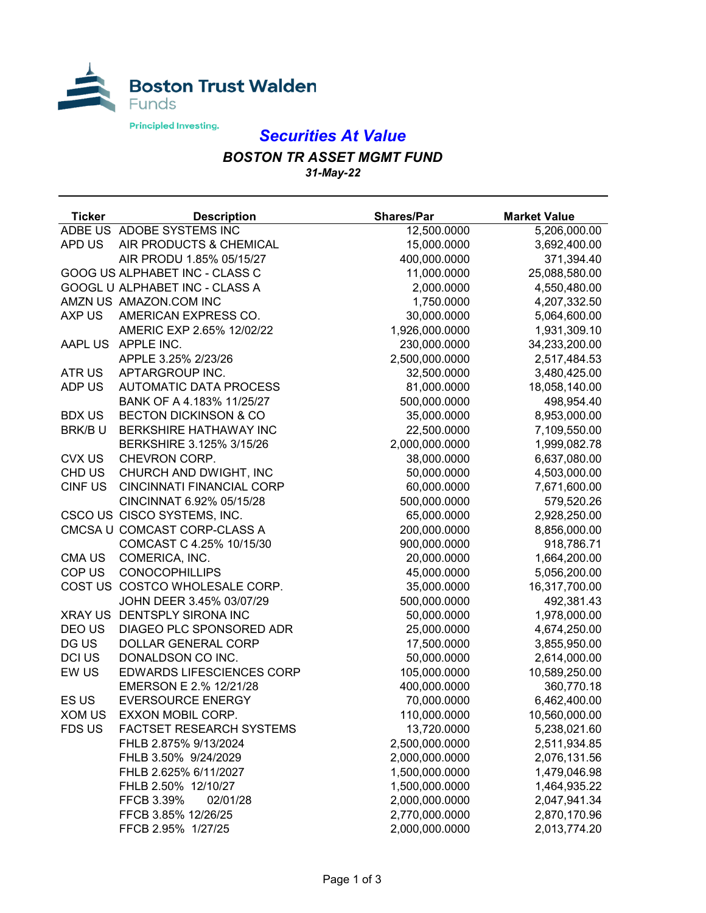Boston Trust Walden Funds

Principled Investing.

# Securities At Value

## BOSTON TR ASSET MGMT FUND

### 31-May-22

| Ticker | Description | Shares/Par | Market Value |
|---|---|---|---|
| ADBE US | ADOBE SYSTEMS INC | 12,500.0000 | 5,206,000.00 |
| APD US | AIR PRODUCTS & CHEMICAL | 15,000.0000 | 3,692,400.00 |
| | AIR PRODU 1.85% 05/15/27 | 400,000.0000 | 371,394.40 |
| GOOG US | ALPHABET INC - CLASS C | 11,000.0000 | 25,088,580.00 |
| GOOGL U | ALPHABET INC - CLASS A | 2,000.0000 | 4,550,480.00 |
| AMZN US | AMAZON.COM INC | 1,750.0000 | 4,207,332.50 |
| AXP US | AMERICAN EXPRESS CO. | 30,000.0000 | 5,064,600.00 |
| | AMERIC EXP 2.65% 12/02/22 | 1,926,000.0000 | 1,931,309.10 |
| AAPL US | APPLE INC. | 230,000.0000 | 34,233,200.00 |
| | APPLE 3.25% 2/23/26 | 2,500,000.0000 | 2,517,484.53 |
| ATR US | APTARGROUP INC. | 32,500.0000 | 3,480,425.00 |
| ADP US | AUTOMATIC DATA PROCESS | 81,000.0000 | 18,058,140.00 |
| | BANK OF A 4.183% 11/25/27 | 500,000.0000 | 498,954.40 |
| BDX US | BECTON DICKINSON & CO | 35,000.0000 | 8,953,000.00 |
| BRK/B U | BERKSHIRE HATHAWAY INC | 22,500.0000 | 7,109,550.00 |
| | BERKSHIRE 3.125% 3/15/26 | 2,000,000.0000 | 1,999,082.78 |
| CVX US | CHEVRON CORP. | 38,000.0000 | 6,637,080.00 |
| CHD US | CHURCH AND DWIGHT, INC | 50,000.0000 | 4,503,000.00 |
| CINF US | CINCINNATI FINANCIAL CORP | 60,000.0000 | 7,671,600.00 |
| | CINCINNAT 6.92% 05/15/28 | 500,000.0000 | 579,520.26 |
| CSCO US | CISCO SYSTEMS, INC. | 65,000.0000 | 2,928,250.00 |
| CMCSA U | COMCAST CORP-CLASS A | 200,000.0000 | 8,856,000.00 |
| | COMCAST C 4.25% 10/15/30 | 900,000.0000 | 918,786.71 |
| CMA US | COMERICA, INC. | 20,000.0000 | 1,664,200.00 |
| COP US | CONOCOPHILLIPS | 45,000.0000 | 5,056,200.00 |
| COST US | COSTCO WHOLESALE CORP. | 35,000.0000 | 16,317,700.00 |
| | JOHN DEER 3.45% 03/07/29 | 500,000.0000 | 492,381.43 |
| XRAY US | DENTSPLY SIRONA INC | 50,000.0000 | 1,978,000.00 |
| DEO US | DIAGEO PLC SPONSORED ADR | 25,000.0000 | 4,674,250.00 |
| DG US | DOLLAR GENERAL CORP | 17,500.0000 | 3,855,950.00 |
| DCI US | DONALDSON CO INC. | 50,000.0000 | 2,614,000.00 |
| EW US | EDWARDS LIFESCIENCES CORP | 105,000.0000 | 10,589,250.00 |
| | EMERSON E 2.% 12/21/28 | 400,000.0000 | 360,770.18 |
| ES US | EVERSOURCE ENERGY | 70,000.0000 | 6,462,400.00 |
| XOM US | EXXON MOBIL CORP. | 110,000.0000 | 10,560,000.00 |
| FDS US | FACTSET RESEARCH SYSTEMS | 13,720.0000 | 5,238,021.60 |
| | FHLB 2.875% 9/13/2024 | 2,500,000.0000 | 2,511,934.85 |
| | FHLB 3.50% 9/24/2029 | 2,000,000.0000 | 2,076,131.56 |
| | FHLB 2.625% 6/11/2027 | 1,500,000.0000 | 1,479,046.98 |
| | FHLB 2.50% 12/10/27 | 1,500,000.0000 | 1,464,935.22 |
| | FFCB 3.39% 02/01/28 | 2,000,000.0000 | 2,047,941.34 |
| | FFCB 3.85% 12/26/25 | 2,770,000.0000 | 2,870,170.96 |
| | FFCB 2.95% 1/27/25 | 2,000,000.0000 | 2,013,774.20 |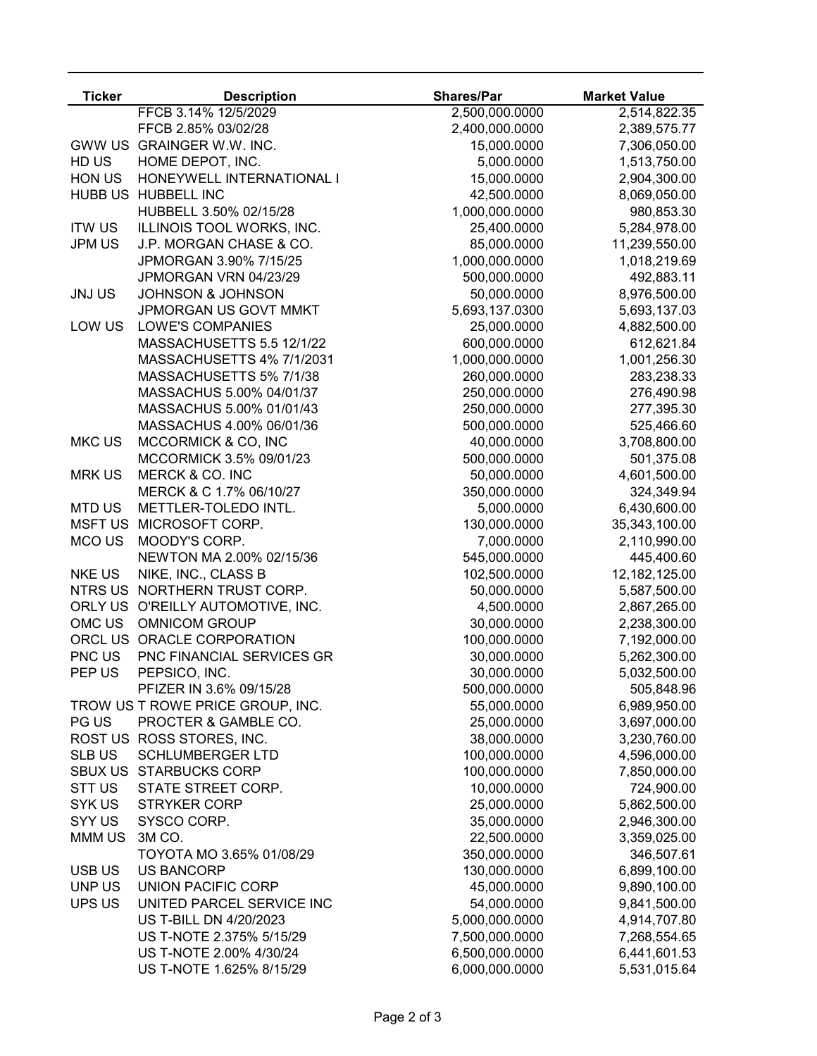| Ticker | Description | Shares/Par | Market Value |
|---|---|---|---|
| | FFCB 3.14% 12/5/2029 | 2,500,000.0000 | 2,514,822.35 |
| | FFCB 2.85% 03/02/28 | 2,400,000.0000 | 2,389,575.77 |
| GWW US | GRAINGER W.W. INC. | 15,000.0000 | 7,306,050.00 |
| HD US | HOME DEPOT, INC. | 5,000.0000 | 1,513,750.00 |
| HON US | HONEYWELL INTERNATIONAL I | 15,000.0000 | 2,904,300.00 |
| HUBB US | HUBBELL INC | 42,500.0000 | 8,069,050.00 |
| | HUBBELL 3.50% 02/15/28 | 1,000,000.0000 | 980,853.30 |
| ITW US | ILLINOIS TOOL WORKS, INC. | 25,400.0000 | 5,284,978.00 |
| JPM US | J.P. MORGAN CHASE & CO. | 85,000.0000 | 11,239,550.00 |
| | JPMORGAN 3.90% 7/15/25 | 1,000,000.0000 | 1,018,219.69 |
| | JPMORGAN VRN 04/23/29 | 500,000.0000 | 492,883.11 |
| JNJ US | JOHNSON & JOHNSON | 50,000.0000 | 8,976,500.00 |
| | JPMORGAN US GOVT MMKT | 5,693,137.0300 | 5,693,137.03 |
| LOW US | LOWE'S COMPANIES | 25,000.0000 | 4,882,500.00 |
| | MASSACHUSETTS 5.5 12/1/22 | 600,000.0000 | 612,621.84 |
| | MASSACHUSETTS 4% 7/1/2031 | 1,000,000.0000 | 1,001,256.30 |
| | MASSACHUSETTS 5% 7/1/38 | 260,000.0000 | 283,238.33 |
| | MASSACHUS 5.00% 04/01/37 | 250,000.0000 | 276,490.98 |
| | MASSACHUS 5.00% 01/01/43 | 250,000.0000 | 277,395.30 |
| | MASSACHUS 4.00% 06/01/36 | 500,000.0000 | 525,466.60 |
| MKC US | MCCORMICK & CO, INC | 40,000.0000 | 3,708,800.00 |
| | MCCORMICK 3.5% 09/01/23 | 500,000.0000 | 501,375.08 |
| MRK US | MERCK & CO. INC | 50,000.0000 | 4,601,500.00 |
| | MERCK & C 1.7% 06/10/27 | 350,000.0000 | 324,349.94 |
| MTD US | METTLER-TOLEDO INTL. | 5,000.0000 | 6,430,600.00 |
| MSFT US | MICROSOFT CORP. | 130,000.0000 | 35,343,100.00 |
| MCO US | MOODY'S CORP. | 7,000.0000 | 2,110,990.00 |
| | NEWTON MA 2.00% 02/15/36 | 545,000.0000 | 445,400.60 |
| NKE US | NIKE, INC., CLASS B | 102,500.0000 | 12,182,125.00 |
| NTRS US | NORTHERN TRUST CORP. | 50,000.0000 | 5,587,500.00 |
| ORLY US | O'REILLY AUTOMOTIVE, INC. | 4,500.0000 | 2,867,265.00 |
| OMC US | OMNICOM GROUP | 30,000.0000 | 2,238,300.00 |
| ORCL US | ORACLE CORPORATION | 100,000.0000 | 7,192,000.00 |
| PNC US | PNC FINANCIAL SERVICES GR | 30,000.0000 | 5,262,300.00 |
| PEP US | PEPSICO, INC. | 30,000.0000 | 5,032,500.00 |
| | PFIZER IN 3.6% 09/15/28 | 500,000.0000 | 505,848.96 |
| TROW US | T ROWE PRICE GROUP, INC. | 55,000.0000 | 6,989,950.00 |
| PG US | PROCTER & GAMBLE CO. | 25,000.0000 | 3,697,000.00 |
| ROST US | ROSS STORES, INC. | 38,000.0000 | 3,230,760.00 |
| SLB US | SCHLUMBERGER LTD | 100,000.0000 | 4,596,000.00 |
| SBUX US | STARBUCKS CORP | 100,000.0000 | 7,850,000.00 |
| STT US | STATE STREET CORP. | 10,000.0000 | 724,900.00 |
| SYK US | STRYKER CORP | 25,000.0000 | 5,862,500.00 |
| SYY US | SYSCO CORP. | 35,000.0000 | 2,946,300.00 |
| MMM US | 3M CO. | 22,500.0000 | 3,359,025.00 |
| | TOYOTA MO 3.65% 01/08/29 | 350,000.0000 | 346,507.61 |
| USB US | US BANCORP | 130,000.0000 | 6,899,100.00 |
| UNP US | UNION PACIFIC CORP | 45,000.0000 | 9,890,100.00 |
| UPS US | UNITED PARCEL SERVICE INC | 54,000.0000 | 9,841,500.00 |
| | US T-BILL DN 4/20/2023 | 5,000,000.0000 | 4,914,707.80 |
| | US T-NOTE 2.375% 5/15/29 | 7,500,000.0000 | 7,268,554.65 |
| | US T-NOTE 2.00% 4/30/24 | 6,500,000.0000 | 6,441,601.53 |
| | US T-NOTE 1.625% 8/15/29 | 6,000,000.0000 | 5,531,015.64 |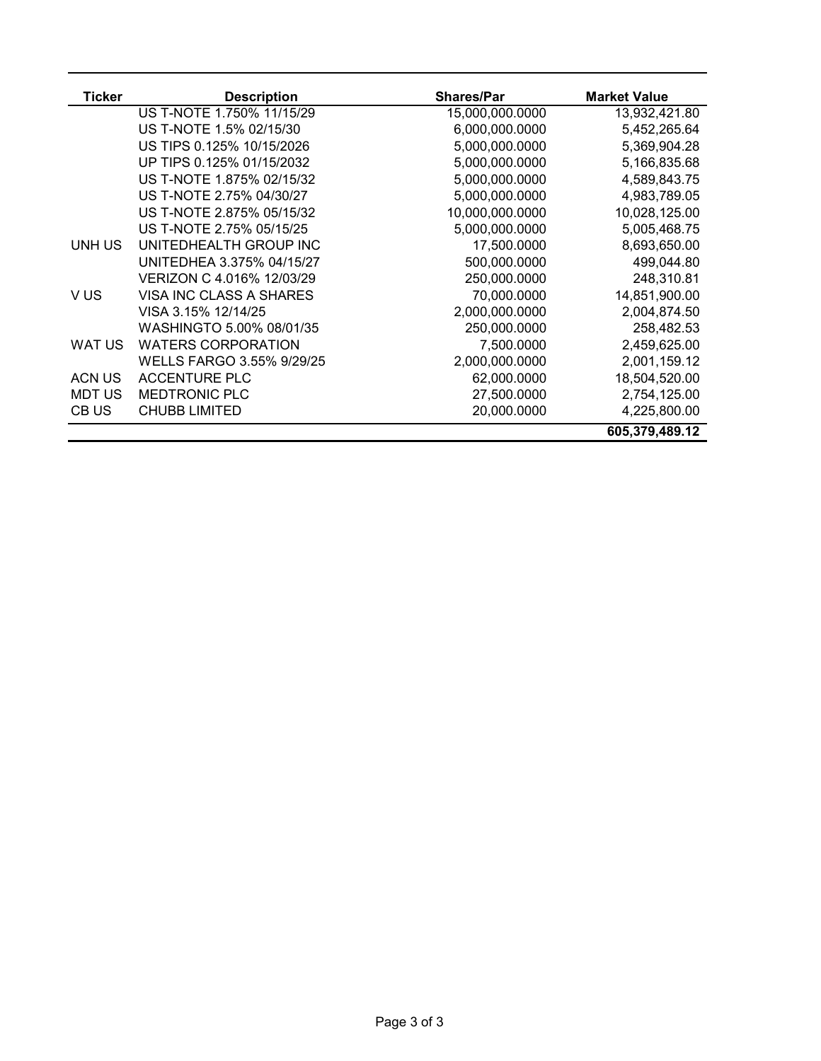| Ticker | Description | Shares/Par | Market Value |
|---|---|---|---|
| | US T-NOTE 1.750% 11/15/29 | 15,000,000.0000 | 13,932,421.80 |
| | US T-NOTE 1.5% 02/15/30 | 6,000,000.0000 | 5,452,265.64 |
| | US TIPS 0.125% 10/15/2026 | 5,000,000.0000 | 5,369,904.28 |
| | UP TIPS 0.125% 01/15/2032 | 5,000,000.0000 | 5,166,835.68 |
| | US T-NOTE 1.875% 02/15/32 | 5,000,000.0000 | 4,589,843.75 |
| | US T-NOTE 2.75% 04/30/27 | 5,000,000.0000 | 4,983,789.05 |
| | US T-NOTE 2.875% 05/15/32 | 10,000,000.0000 | 10,028,125.00 |
| | US T-NOTE 2.75% 05/15/25 | 5,000,000.0000 | 5,005,468.75 |
| UNH US | UNITEDHEALTH GROUP INC | 17,500.0000 | 8,693,650.00 |
| | UNITEDHEA 3.375% 04/15/27 | 500,000.0000 | 499,044.80 |
| | VERIZON C 4.016% 12/03/29 | 250,000.0000 | 248,310.81 |
| V US | VISA INC CLASS A SHARES | 70,000.0000 | 14,851,900.00 |
| | VISA 3.15% 12/14/25 | 2,000,000.0000 | 2,004,874.50 |
| | WASHINGTO 5.00% 08/01/35 | 250,000.0000 | 258,482.53 |
| WAT US | WATERS CORPORATION | 7,500.0000 | 2,459,625.00 |
| | WELLS FARGO 3.55% 9/29/25 | 2,000,000.0000 | 2,001,159.12 |
| ACN US | ACCENTURE PLC | 62,000.0000 | 18,504,520.00 |
| MDT US | MEDTRONIC PLC | 27,500.0000 | 2,754,125.00 |
| CB US | CHUBB LIMITED | 20,000.0000 | 4,225,800.00 |
| | | | **605,379,489.12** |